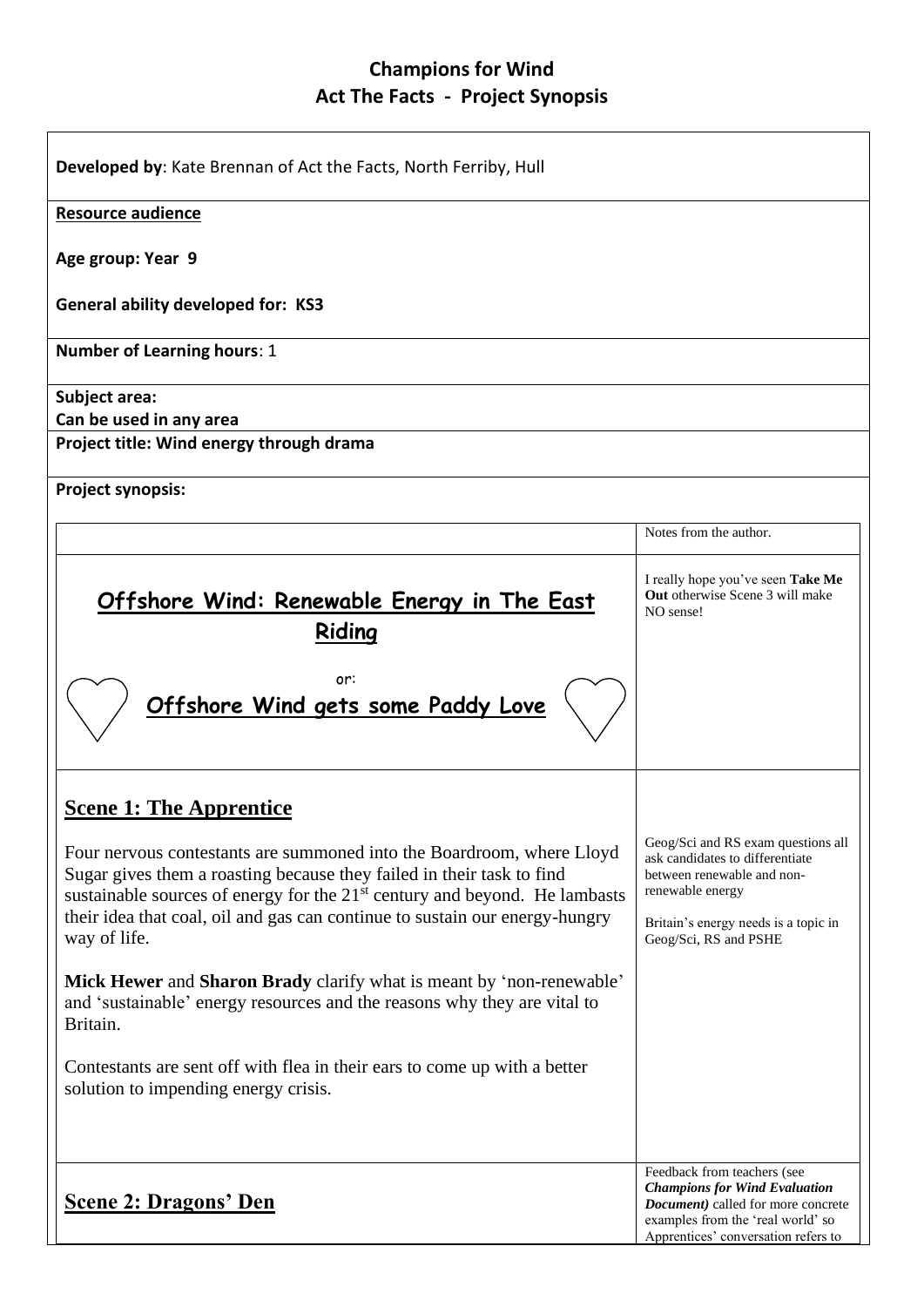# Champions for Wind
## Act The Facts - Project Synopsis

**Developed by**: Kate Brennan of Act the Facts, North Ferriby, Hull

**Resource audience**

**Age group: Year 9**

**General ability developed for: KS3**

**Number of Learning hours**: 1

**Subject area:**
**Can be used in any area**

**Project title: Wind energy through drama**

**Project synopsis:**

| | Notes from the author. |
|---|---|
| **Offshore Wind: Renewable Energy in The East Riding**<br><br>or:<br>**Offshore Wind gets some Paddy Love** | I really hope you've seen **Take Me Out** otherwise Scene 3 will make NO sense! |
| **Scene 1: The Apprentice**<br><br>Four nervous contestants are summoned into the Boardroom, where Lloyd Sugar gives them a roasting because they failed in their task to find sustainable sources of energy for the 21st century and beyond. He lambasts their idea that coal, oil and gas can continue to sustain our energy-hungry way of life.<br><br>**Mick Hewer** and **Sharon Brady** clarify what is meant by 'non-renewable' and 'sustainable' energy resources and the reasons why they are vital to Britain.<br><br>Contestants are sent off with flea in their ears to come up with a better solution to impending energy crisis. | Geog/Sci and RS exam questions all ask candidates to differentiate between renewable and non-renewable energy<br><br>Britain's energy needs is a topic in Geog/Sci, RS and PSHE |
| **Scene 2: Dragons' Den** | Feedback from teachers (see ***Champions for Wind Evaluation Document)*** called for more concrete examples from the 'real world' so Apprentices' conversation refers to |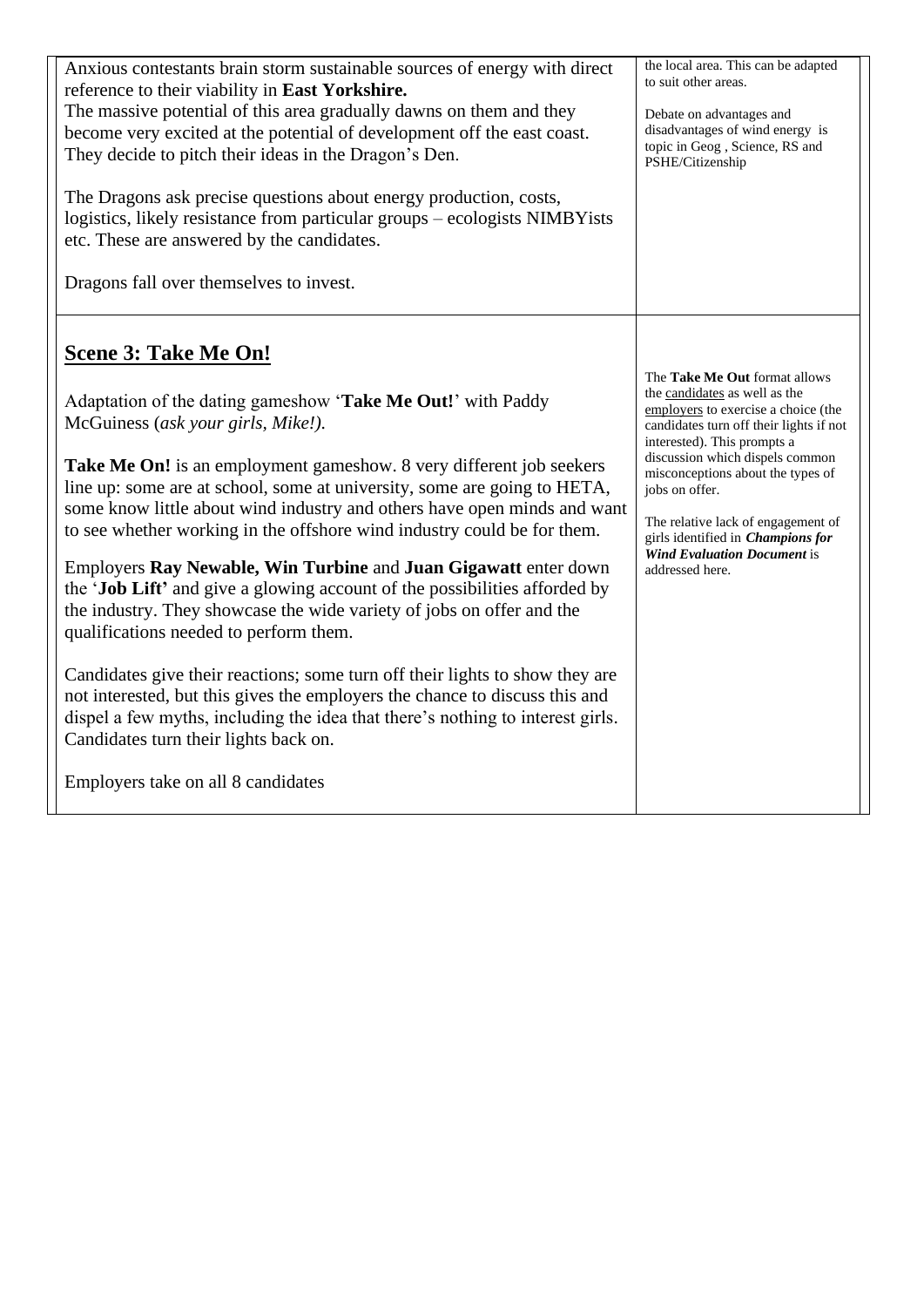| | |
|---|---|
| Anxious contestants brain storm sustainable sources of energy with direct reference to their viability in **East Yorkshire.**<br>The massive potential of this area gradually dawns on them and they become very excited at the potential of development off the east coast. They decide to pitch their ideas in the Dragon's Den.<br><br>The Dragons ask precise questions about energy production, costs, logistics, likely resistance from particular groups – ecologists NIMBYists etc. These are answered by the candidates.<br><br>Dragons fall over themselves to invest. | the local area. This can be adapted to suit other areas.<br><br>Debate on advantages and disadvantages of wind energy is topic in Geog , Science, RS and PSHE/Citizenship |
| **Scene 3: Take Me On!**<br><br>Adaptation of the dating gameshow '**Take Me Out!**' with Paddy McGuiness (*ask your girls, Mike!).*<br><br>**Take Me On!** is an employment gameshow. 8 very different job seekers line up: some are at school, some at university, some are going to HETA, some know little about wind industry and others have open minds and want to see whether working in the offshore wind industry could be for them.<br><br>Employers **Ray Newable, Win Turbine** and **Juan Gigawatt** enter down the '**Job Lift'** and give a glowing account of the possibilities afforded by the industry. They showcase the wide variety of jobs on offer and the qualifications needed to perform them.<br><br>Candidates give their reactions; some turn off their lights to show they are not interested, but this gives the employers the chance to discuss this and dispel a few myths, including the idea that there's nothing to interest girls. Candidates turn their lights back on.<br><br>Employers take on all 8 candidates | The **Take Me Out** format allows the <u>candidates</u> as well as the <u>employers</u> to exercise a choice (the candidates turn off their lights if not interested). This prompts a discussion which dispels common misconceptions about the types of jobs on offer.<br><br>The relative lack of engagement of girls identified in ***Champions for Wind Evaluation Document*** is addressed here. |